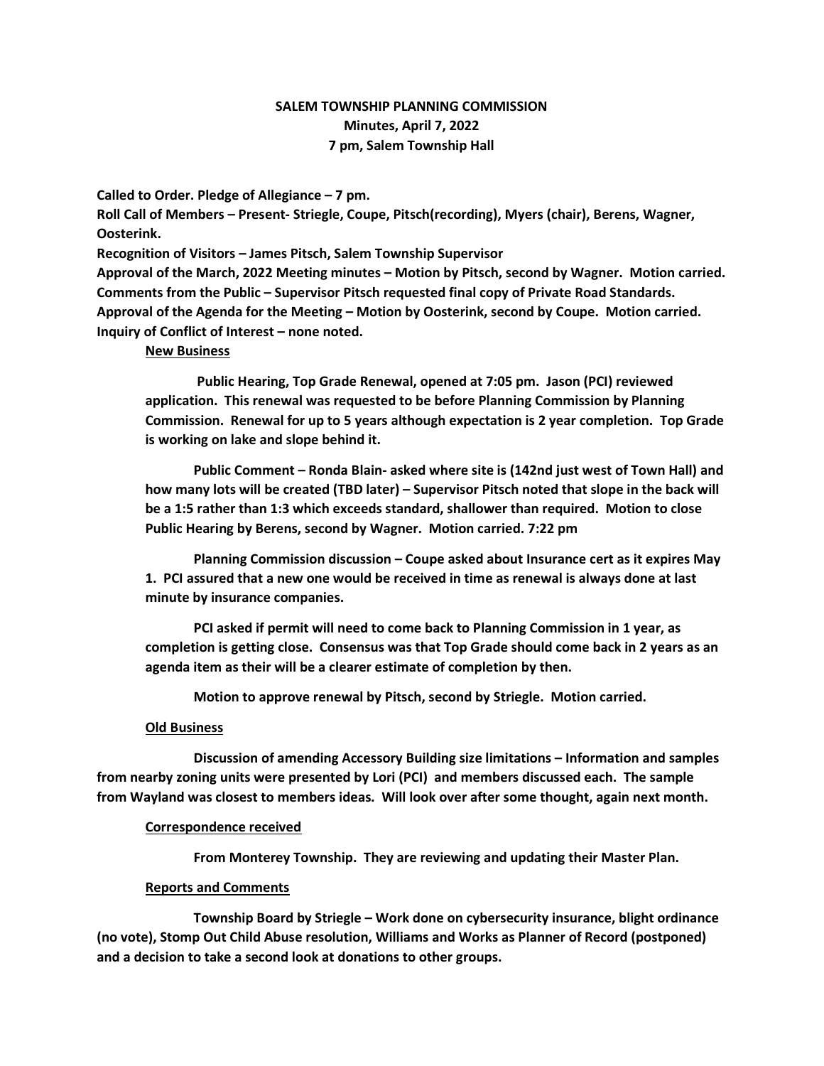**SALEM TOWNSHIP PLANNING COMMISSION**
**Minutes, April 7, 2022**
**7 pm, Salem Township Hall**

**Called to Order. Pledge of Allegiance – 7 pm.**

**Roll Call of Members – Present- Striegle, Coupe, Pitsch(recording), Myers (chair), Berens, Wagner, Oosterink.**

**Recognition of Visitors – James Pitsch, Salem Township Supervisor**

**Approval of the March, 2022 Meeting minutes – Motion by Pitsch, second by Wagner. Motion carried.**

**Comments from the Public – Supervisor Pitsch requested final copy of Private Road Standards.**

**Approval of the Agenda for the Meeting – Motion by Oosterink, second by Coupe. Motion carried.**

**Inquiry of Conflict of Interest – none noted.**

**New Business**

**Public Hearing, Top Grade Renewal, opened at 7:05 pm. Jason (PCI) reviewed application. This renewal was requested to be before Planning Commission by Planning Commission. Renewal for up to 5 years although expectation is 2 year completion. Top Grade is working on lake and slope behind it.**

**Public Comment – Ronda Blain- asked where site is (142nd just west of Town Hall) and how many lots will be created (TBD later) – Supervisor Pitsch noted that slope in the back will be a 1:5 rather than 1:3 which exceeds standard, shallower than required. Motion to close Public Hearing by Berens, second by Wagner. Motion carried. 7:22 pm**

**Planning Commission discussion – Coupe asked about Insurance cert as it expires May 1. PCI assured that a new one would be received in time as renewal is always done at last minute by insurance companies.**

**PCI asked if permit will need to come back to Planning Commission in 1 year, as completion is getting close. Consensus was that Top Grade should come back in 2 years as an agenda item as their will be a clearer estimate of completion by then.**

**Motion to approve renewal by Pitsch, second by Striegle. Motion carried.**

**Old Business**

**Discussion of amending Accessory Building size limitations – Information and samples from nearby zoning units were presented by Lori (PCI) and members discussed each. The sample from Wayland was closest to members ideas. Will look over after some thought, again next month.**

**Correspondence received**

**From Monterey Township. They are reviewing and updating their Master Plan.**

**Reports and Comments**

**Township Board by Striegle – Work done on cybersecurity insurance, blight ordinance (no vote), Stomp Out Child Abuse resolution, Williams and Works as Planner of Record (postponed) and a decision to take a second look at donations to other groups.**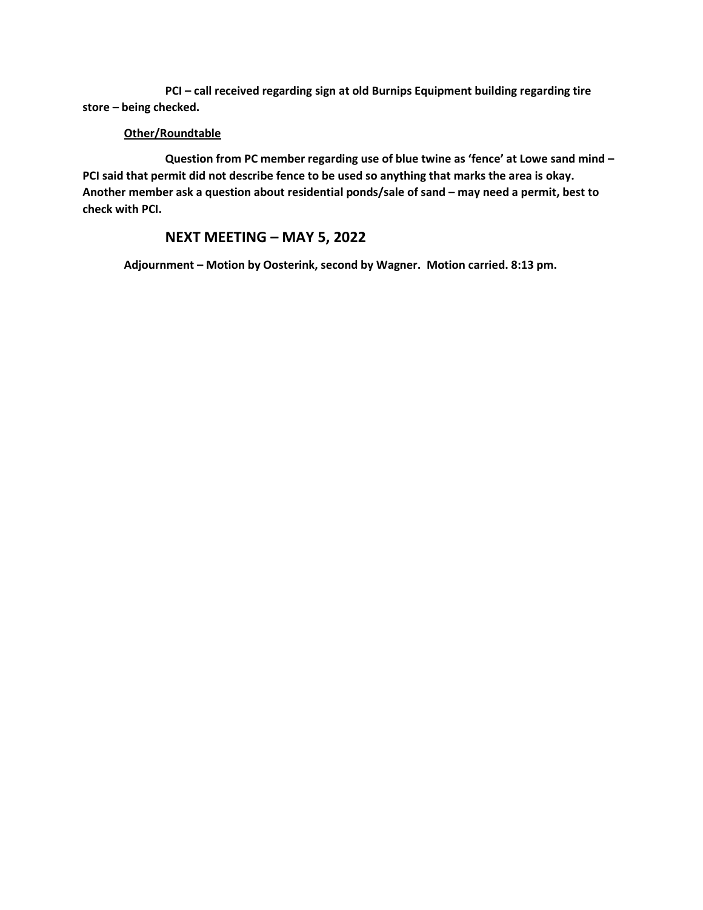**PCI – call received regarding sign at old Burnips Equipment building regarding tire store – being checked.**

**Other/Roundtable**

**Question from PC member regarding use of blue twine as 'fence' at Lowe sand mind – PCI said that permit did not describe fence to be used so anything that marks the area is okay. Another member ask a question about residential ponds/sale of sand – may need a permit, best to check with PCI.**

## NEXT MEETING – MAY 5, 2022

**Adjournment – Motion by Oosterink, second by Wagner. Motion carried. 8:13 pm.**